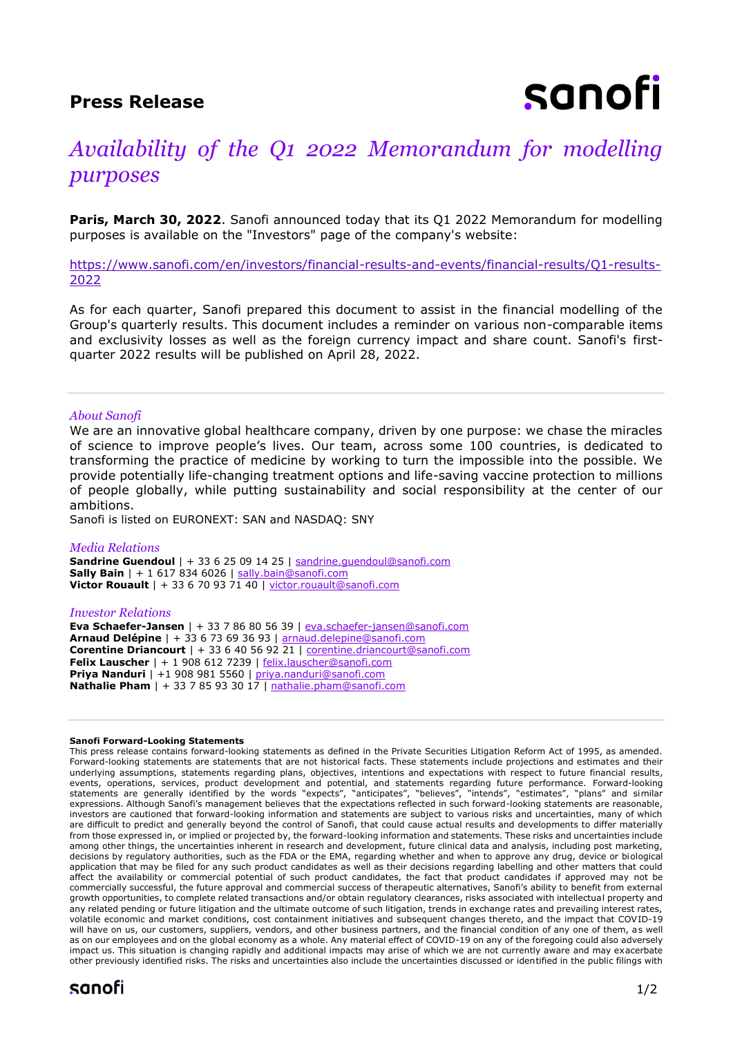# Press Release

sanofi

## *Availability of the Q1 2022 Memorandum for modelling purposes*

**Paris, March 30, 2022**. Sanofi announced today that its Q1 2022 Memorandum for modelling purposes is available on the "Investors" page of the company's website:

https://www.sanofi.com/en/investors/financial-results-and-events/financial-results/Q1-results-2022

As for each quarter, Sanofi prepared this document to assist in the financial modelling of the Group's quarterly results. This document includes a reminder on various non-comparable items and exclusivity losses as well as the foreign currency impact and share count. Sanofi's first-quarter 2022 results will be published on April 28, 2022.

---

*About Sanofi*

We are an innovative global healthcare company, driven by one purpose: we chase the miracles of science to improve people's lives. Our team, across some 100 countries, is dedicated to transforming the practice of medicine by working to turn the impossible into the possible. We provide potentially life-changing treatment options and life-saving vaccine protection to millions of people globally, while putting sustainability and social responsibility at the center of our ambitions.

Sanofi is listed on EURONEXT: SAN and NASDAQ: SNY

*Media Relations*

**Sandrine Guendoul** | + 33 6 25 09 14 25 | sandrine.guendoul@sanofi.com
**Sally Bain** | + 1 617 834 6026 | sally.bain@sanofi.com
**Victor Rouault** | + 33 6 70 93 71 40 | victor.rouault@sanofi.com

*Investor Relations*

**Eva Schaefer-Jansen** | + 33 7 86 80 56 39 | eva.schaefer-jansen@sanofi.com
**Arnaud Delépine** | + 33 6 73 69 36 93 | arnaud.delepine@sanofi.com
**Corentine Driancourt** | + 33 6 40 56 92 21 | corentine.driancourt@sanofi.com
**Felix Lauscher** | + 1 908 612 7239 | felix.lauscher@sanofi.com
**Priya Nanduri** | +1 908 981 5560 | priya.nanduri@sanofi.com
**Nathalie Pham** | + 33 7 85 93 30 17 | nathalie.pham@sanofi.com

---

**Sanofi Forward-Looking Statements**

This press release contains forward-looking statements as defined in the Private Securities Litigation Reform Act of 1995, as amended. Forward-looking statements are statements that are not historical facts. These statements include projections and estimates and their underlying assumptions, statements regarding plans, objectives, intentions and expectations with respect to future financial results, events, operations, services, product development and potential, and statements regarding future performance. Forward-looking statements are generally identified by the words "expects", "anticipates", "believes", "intends", "estimates", "plans" and similar expressions. Although Sanofi's management believes that the expectations reflected in such forward-looking statements are reasonable, investors are cautioned that forward-looking information and statements are subject to various risks and uncertainties, many of which are difficult to predict and generally beyond the control of Sanofi, that could cause actual results and developments to differ materially from those expressed in, or implied or projected by, the forward-looking information and statements. These risks and uncertainties include among other things, the uncertainties inherent in research and development, future clinical data and analysis, including post marketing, decisions by regulatory authorities, such as the FDA or the EMA, regarding whether and when to approve any drug, device or biological application that may be filed for any such product candidates as well as their decisions regarding labelling and other matters that could affect the availability or commercial potential of such product candidates, the fact that product candidates if approved may not be commercially successful, the future approval and commercial success of therapeutic alternatives, Sanofi's ability to benefit from external growth opportunities, to complete related transactions and/or obtain regulatory clearances, risks associated with intellectual property and any related pending or future litigation and the ultimate outcome of such litigation, trends in exchange rates and prevailing interest rates, volatile economic and market conditions, cost containment initiatives and subsequent changes thereto, and the impact that COVID-19 will have on us, our customers, suppliers, vendors, and other business partners, and the financial condition of any one of them, as well as on our employees and on the global economy as a whole. Any material effect of COVID-19 on any of the foregoing could also adversely impact us. This situation is changing rapidly and additional impacts may arise of which we are not currently aware and may exacerbate other previously identified risks. The risks and uncertainties also include the uncertainties discussed or identified in the public filings with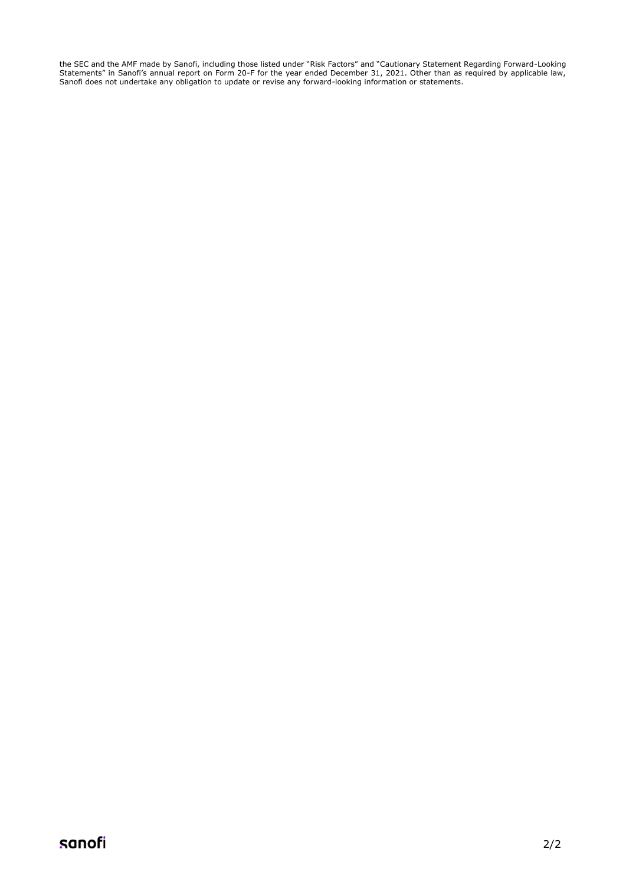the SEC and the AMF made by Sanofi, including those listed under "Risk Factors" and "Cautionary Statement Regarding Forward-Looking Statements" in Sanofi's annual report on Form 20-F for the year ended December 31, 2021. Other than as required by applicable law, Sanofi does not undertake any obligation to update or revise any forward-looking information or statements.